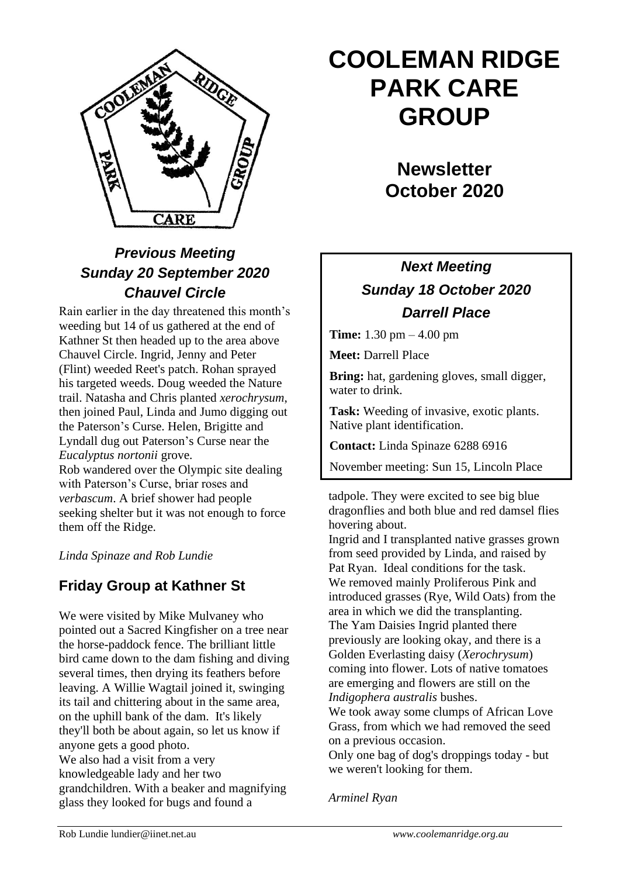# COOLEMAN RIDGE PARK CARE GROUP

## Newsletter October 2020

### *Previous Meeting*
### *Sunday 20 September 2020*
### *Chauvel Circle*

Rain earlier in the day threatened this month's weeding but 14 of us gathered at the end of Kathner St then headed up to the area above Chauvel Circle. Ingrid, Jenny and Peter (Flint) weeded Reet's patch. Rohan sprayed his targeted weeds. Doug weeded the Nature trail. Natasha and Chris planted *xerochrysum*, then joined Paul, Linda and Jumo digging out the Paterson's Curse. Helen, Brigitte and Lyndall dug out Paterson's Curse near the *Eucalyptus nortonii* grove.

Rob wandered over the Olympic site dealing with Paterson's Curse, briar roses and *verbascum*. A brief shower had people seeking shelter but it was not enough to force them off the Ridge.

*Linda Spinaze and Rob Lundie*

### *Next Meeting*
### *Sunday 18 October 2020*
### *Darrell Place*

**Time:** 1.30 pm – 4.00 pm

**Meet:** Darrell Place

**Bring:** hat, gardening gloves, small digger, water to drink.

**Task:** Weeding of invasive, exotic plants. Native plant identification.

**Contact:** Linda Spinaze 6288 6916

November meeting: Sun 15, Lincoln Place

## Friday Group at Kathner St

We were visited by Mike Mulvaney who pointed out a Sacred Kingfisher on a tree near the horse-paddock fence. The brilliant little bird came down to the dam fishing and diving several times, then drying its feathers before leaving. A Willie Wagtail joined it, swinging its tail and chittering about in the same area, on the uphill bank of the dam. It's likely they'll both be about again, so let us know if anyone gets a good photo.

We also had a visit from a very knowledgeable lady and her two grandchildren. With a beaker and magnifying glass they looked for bugs and found a tadpole. They were excited to see big blue dragonflies and both blue and red damsel flies hovering about.

Ingrid and I transplanted native grasses grown from seed provided by Linda, and raised by Pat Ryan. Ideal conditions for the task.

We removed mainly Proliferous Pink and introduced grasses (Rye, Wild Oats) from the area in which we did the transplanting.

The Yam Daisies Ingrid planted there previously are looking okay, and there is a Golden Everlasting daisy (*Xerochrysum*) coming into flower. Lots of native tomatoes are emerging and flowers are still on the *Indigophera australis* bushes.

We took away some clumps of African Love Grass, from which we had removed the seed on a previous occasion.

Only one bag of dog's droppings today - but we weren't looking for them.

*Arminel Ryan*

Rob Lundie lundier@iinet.net.au *www.coolemanridge.org.au*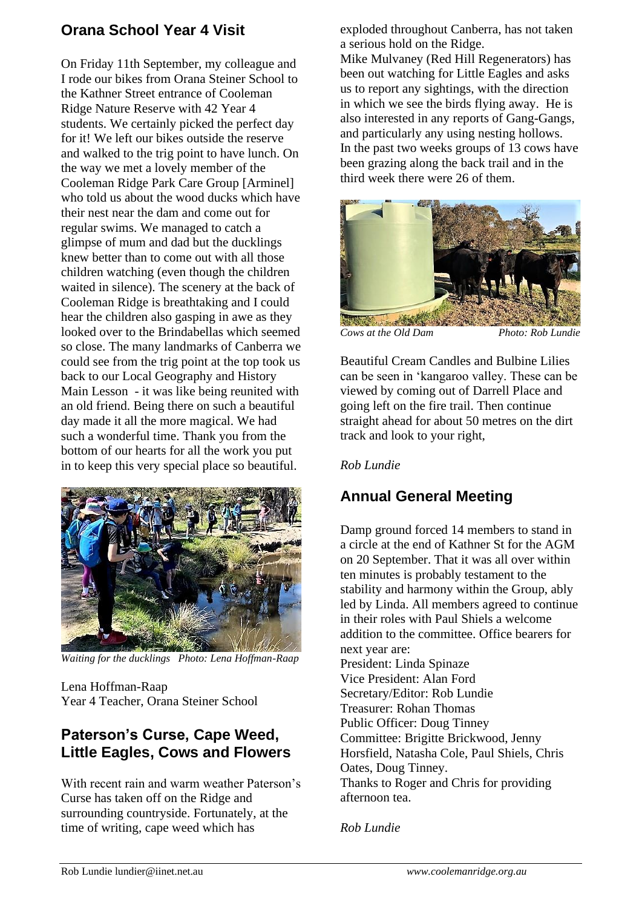## Orana School Year 4 Visit

On Friday 11th September, my colleague and I rode our bikes from Orana Steiner School to the Kathner Street entrance of Cooleman Ridge Nature Reserve with 42 Year 4 students. We certainly picked the perfect day for it! We left our bikes outside the reserve and walked to the trig point to have lunch. On the way we met a lovely member of the Cooleman Ridge Park Care Group [Arminel] who told us about the wood ducks which have their nest near the dam and come out for regular swims. We managed to catch a glimpse of mum and dad but the ducklings knew better than to come out with all those children watching (even though the children waited in silence). The scenery at the back of Cooleman Ridge is breathtaking and I could hear the children also gasping in awe as they looked over to the Brindabellas which seemed so close. The many landmarks of Canberra we could see from the trig point at the top took us back to our Local Geography and History Main Lesson - it was like being reunited with an old friend. Being there on such a beautiful day made it all the more magical. We had such a wonderful time. Thank you from the bottom of our hearts for all the work you put in to keep this very special place so beautiful.

*Waiting for the ducklings   Photo: Lena Hoffman-Raap*

Lena Hoffman-Raap
Year 4 Teacher, Orana Steiner School

## Paterson's Curse, Cape Weed, Little Eagles, Cows and Flowers

With recent rain and warm weather Paterson's Curse has taken off on the Ridge and surrounding countryside. Fortunately, at the time of writing, cape weed which has exploded throughout Canberra, has not taken a serious hold on the Ridge.
Mike Mulvaney (Red Hill Regenerators) has been out watching for Little Eagles and asks us to report any sightings, with the direction in which we see the birds flying away. He is also interested in any reports of Gang-Gangs, and particularly any using nesting hollows.
In the past two weeks groups of 13 cows have been grazing along the back trail and in the third week there were 26 of them.

*Cows at the Old Dam   Photo: Rob Lundie*

Beautiful Cream Candles and Bulbine Lilies can be seen in 'kangaroo valley. These can be viewed by coming out of Darrell Place and going left on the fire trail. Then continue straight ahead for about 50 metres on the dirt track and look to your right,

*Rob Lundie*

## Annual General Meeting

Damp ground forced 14 members to stand in a circle at the end of Kathner St for the AGM on 20 September. That it was all over within ten minutes is probably testament to the stability and harmony within the Group, ably led by Linda. All members agreed to continue in their roles with Paul Shiels a welcome addition to the committee. Office bearers for next year are:
President: Linda Spinaze
Vice President: Alan Ford
Secretary/Editor: Rob Lundie
Treasurer: Rohan Thomas
Public Officer: Doug Tinney
Committee: Brigitte Brickwood, Jenny Horsfield, Natasha Cole, Paul Shiels, Chris Oates, Doug Tinney.
Thanks to Roger and Chris for providing afternoon tea.

*Rob Lundie*